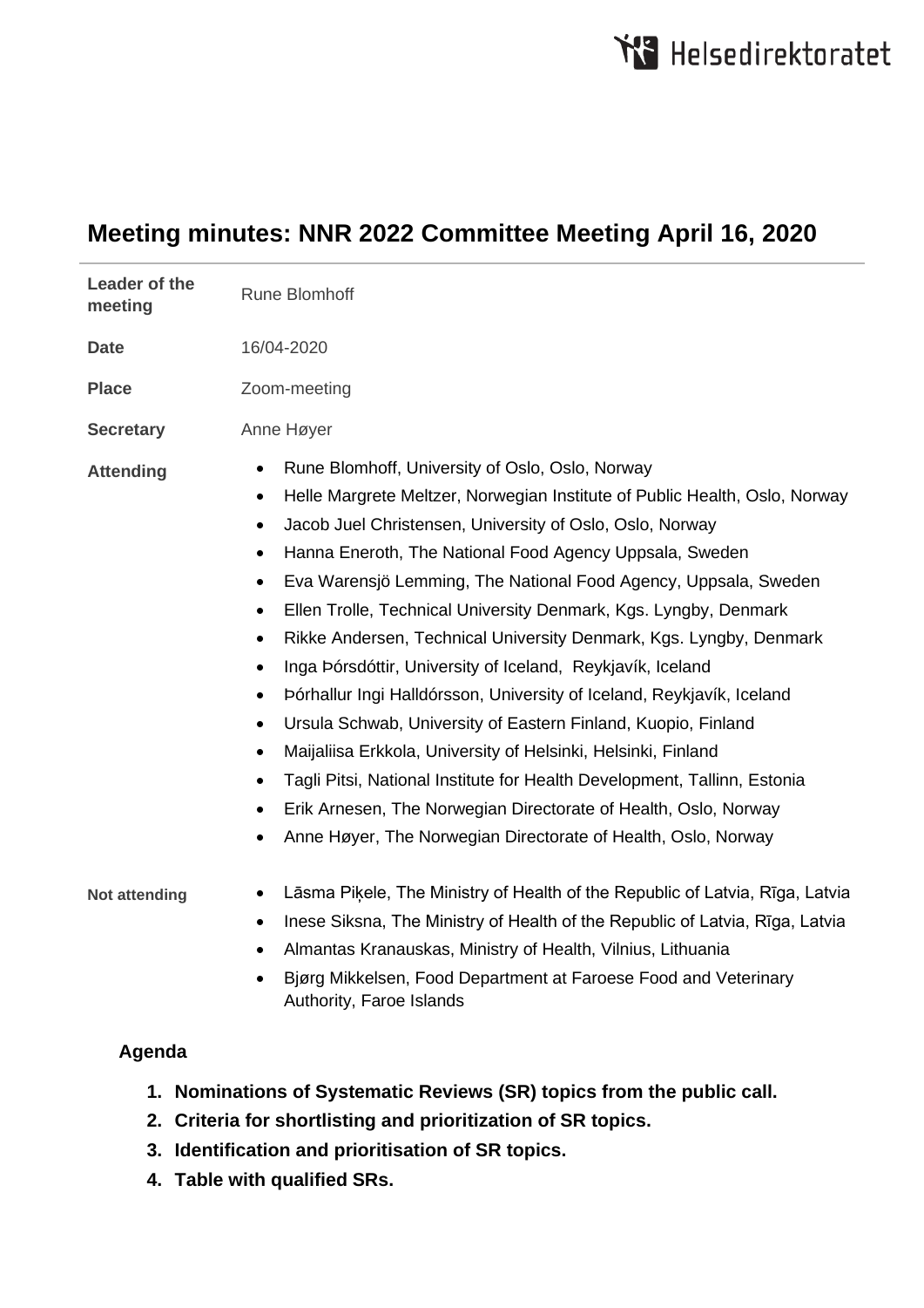# Meeting minutes: NNR 2022 Committee Meeting April 16, 2020

| | |
|---|---|
| **Leader of the meeting** | Rune Blomhoff |
| **Date** | 16/04-2020 |
| **Place** | Zoom-meeting |
| **Secretary** | Anne Høyer |
| **Attending** | <ul><li>Rune Blomhoff, University of Oslo, Oslo, Norway</li><li>Helle Margrete Meltzer, Norwegian Institute of Public Health, Oslo, Norway</li><li>Jacob Juel Christensen, University of Oslo, Oslo, Norway</li><li>Hanna Eneroth, The National Food Agency Uppsala, Sweden</li><li>Eva Warensjö Lemming, The National Food Agency, Uppsala, Sweden</li><li>Ellen Trolle, Technical University Denmark, Kgs. Lyngby, Denmark</li><li>Rikke Andersen, Technical University Denmark, Kgs. Lyngby, Denmark</li><li>Inga Þórsdóttir, University of Iceland, Reykjavík, Iceland</li><li>Þórhallur Ingi Halldórsson, University of Iceland, Reykjavík, Iceland</li><li>Ursula Schwab, University of Eastern Finland, Kuopio, Finland</li><li>Maijaliisa Erkkola, University of Helsinki, Helsinki, Finland</li><li>Tagli Pitsi, National Institute for Health Development, Tallinn, Estonia</li><li>Erik Arnesen, The Norwegian Directorate of Health, Oslo, Norway</li><li>Anne Høyer, The Norwegian Directorate of Health, Oslo, Norway</li></ul> |
| **Not attending** | <ul><li>Lāsma Piķele, The Ministry of Health of the Republic of Latvia, Rīga, Latvia</li><li>Inese Siksna, The Ministry of Health of the Republic of Latvia, Rīga, Latvia</li><li>Almantas Kranauskas, Ministry of Health, Vilnius, Lithuania</li><li>Bjørg Mikkelsen, Food Department at Faroese Food and Veterinary Authority, Faroe Islands</li></ul> |

## Agenda

1. **Nominations of Systematic Reviews (SR) topics from the public call.**
2. **Criteria for shortlisting and prioritization of SR topics.**
3. **Identification and prioritisation of SR topics.**
4. **Table with qualified SRs.**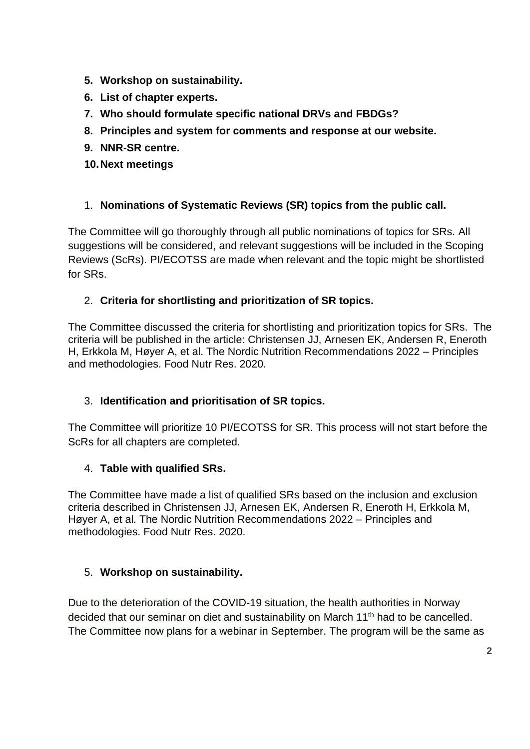5. **Workshop on sustainability.**
6. **List of chapter experts.**
7. **Who should formulate specific national DRVs and FBDGs?**
8. **Principles and system for comments and response at our website.**
9. **NNR-SR centre.**
10. **Next meetings**

1. **Nominations of Systematic Reviews (SR) topics from the public call.**

The Committee will go thoroughly through all public nominations of topics for SRs. All suggestions will be considered, and relevant suggestions will be included in the Scoping Reviews (ScRs). PI/ECOTSS are made when relevant and the topic might be shortlisted for SRs.

2. **Criteria for shortlisting and prioritization of SR topics.**

The Committee discussed the criteria for shortlisting and prioritization topics for SRs. The criteria will be published in the article: Christensen JJ, Arnesen EK, Andersen R, Eneroth H, Erkkola M, Høyer A, et al. The Nordic Nutrition Recommendations 2022 – Principles and methodologies. Food Nutr Res. 2020.

3. **Identification and prioritisation of SR topics.**

The Committee will prioritize 10 PI/ECOTSS for SR. This process will not start before the ScRs for all chapters are completed.

4. **Table with qualified SRs.**

The Committee have made a list of qualified SRs based on the inclusion and exclusion criteria described in Christensen JJ, Arnesen EK, Andersen R, Eneroth H, Erkkola M, Høyer A, et al. The Nordic Nutrition Recommendations 2022 – Principles and methodologies. Food Nutr Res. 2020.

5. **Workshop on sustainability.**

Due to the deterioration of the COVID-19 situation, the health authorities in Norway decided that our seminar on diet and sustainability on March 11th had to be cancelled. The Committee now plans for a webinar in September. The program will be the same as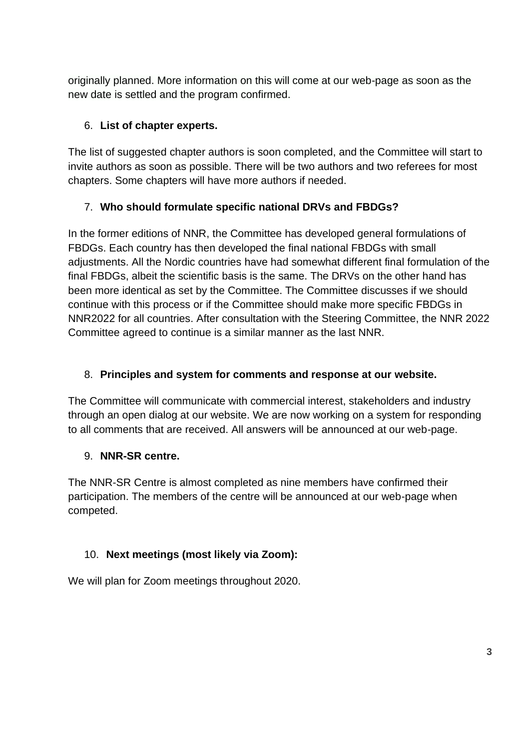originally planned. More information on this will come at our web-page as soon as the new date is settled and the program confirmed.

6. **List of chapter experts.**

The list of suggested chapter authors is soon completed, and the Committee will start to invite authors as soon as possible. There will be two authors and two referees for most chapters. Some chapters will have more authors if needed.

7. **Who should formulate specific national DRVs and FBDGs?**

In the former editions of NNR, the Committee has developed general formulations of FBDGs. Each country has then developed the final national FBDGs with small adjustments. All the Nordic countries have had somewhat different final formulation of the final FBDGs, albeit the scientific basis is the same. The DRVs on the other hand has been more identical as set by the Committee. The Committee discusses if we should continue with this process or if the Committee should make more specific FBDGs in NNR2022 for all countries. After consultation with the Steering Committee, the NNR 2022 Committee agreed to continue is a similar manner as the last NNR.

8. **Principles and system for comments and response at our website.**

The Committee will communicate with commercial interest, stakeholders and industry through an open dialog at our website. We are now working on a system for responding to all comments that are received. All answers will be announced at our web-page.

9. **NNR-SR centre.**

The NNR-SR Centre is almost completed as nine members have confirmed their participation. The members of the centre will be announced at our web-page when competed.

10. **Next meetings (most likely via Zoom):**

We will plan for Zoom meetings throughout 2020.